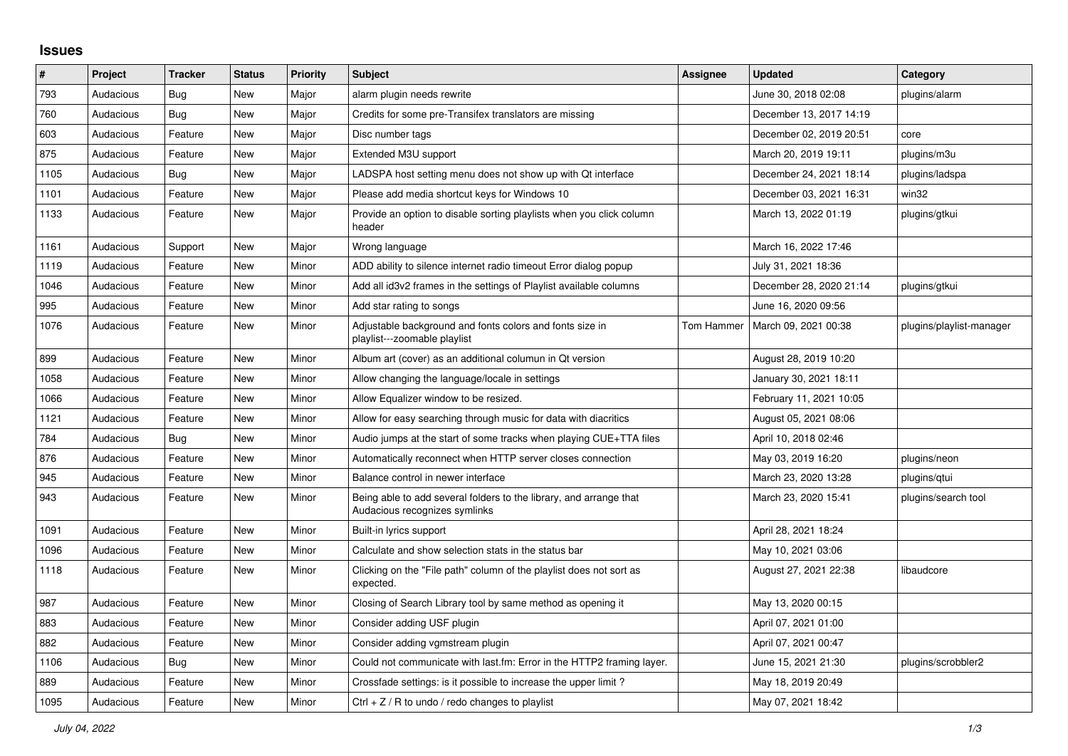# Issues

| # | Project | Tracker | Status | Priority | Subject | Assignee | Updated | Category |
|---|---|---|---|---|---|---|---|---|
| 793 | Audacious | Bug | New | Major | alarm plugin needs rewrite | | June 30, 2018 02:08 | plugins/alarm |
| 760 | Audacious | Bug | New | Major | Credits for some pre-Transifex translators are missing | | December 13, 2017 14:19 | |
| 603 | Audacious | Feature | New | Major | Disc number tags | | December 02, 2019 20:51 | core |
| 875 | Audacious | Feature | New | Major | Extended M3U support | | March 20, 2019 19:11 | plugins/m3u |
| 1105 | Audacious | Bug | New | Major | LADSPA host setting menu does not show up with Qt interface | | December 24, 2021 18:14 | plugins/ladspa |
| 1101 | Audacious | Feature | New | Major | Please add media shortcut keys for Windows 10 | | December 03, 2021 16:31 | win32 |
| 1133 | Audacious | Feature | New | Major | Provide an option to disable sorting playlists when you click column header | | March 13, 2022 01:19 | plugins/gtkui |
| 1161 | Audacious | Support | New | Major | Wrong language | | March 16, 2022 17:46 | |
| 1119 | Audacious | Feature | New | Minor | ADD ability to silence internet radio timeout Error dialog popup | | July 31, 2021 18:36 | |
| 1046 | Audacious | Feature | New | Minor | Add all id3v2 frames in the settings of Playlist available columns | | December 28, 2020 21:14 | plugins/gtkui |
| 995 | Audacious | Feature | New | Minor | Add star rating to songs | | June 16, 2020 09:56 | |
| 1076 | Audacious | Feature | New | Minor | Adjustable background and fonts colors and fonts size in playlist---zoomable playlist | Tom Hammer | March 09, 2021 00:38 | plugins/playlist-manager |
| 899 | Audacious | Feature | New | Minor | Album art (cover) as an additional colunun in Qt version | | August 28, 2019 10:20 | |
| 1058 | Audacious | Feature | New | Minor | Allow changing the language/locale in settings | | January 30, 2021 18:11 | |
| 1066 | Audacious | Feature | New | Minor | Allow Equalizer window to be resized. | | February 11, 2021 10:05 | |
| 1121 | Audacious | Feature | New | Minor | Allow for easy searching through music for data with diacritics | | August 05, 2021 08:06 | |
| 784 | Audacious | Bug | New | Minor | Audio jumps at the start of some tracks when playing CUE+TTA files | | April 10, 2018 02:46 | |
| 876 | Audacious | Feature | New | Minor | Automatically reconnect when HTTP server closes connection | | May 03, 2019 16:20 | plugins/neon |
| 945 | Audacious | Feature | New | Minor | Balance control in newer interface | | March 23, 2020 13:28 | plugins/qtui |
| 943 | Audacious | Feature | New | Minor | Being able to add several folders to the library, and arrange that Audacious recognizes symlinks | | March 23, 2020 15:41 | plugins/search tool |
| 1091 | Audacious | Feature | New | Minor | Built-in lyrics support | | April 28, 2021 18:24 | |
| 1096 | Audacious | Feature | New | Minor | Calculate and show selection stats in the status bar | | May 10, 2021 03:06 | |
| 1118 | Audacious | Feature | New | Minor | Clicking on the "File path" column of the playlist does not sort as expected. | | August 27, 2021 22:38 | libaudcore |
| 987 | Audacious | Feature | New | Minor | Closing of Search Library tool by same method as opening it | | May 13, 2020 00:15 | |
| 883 | Audacious | Feature | New | Minor | Consider adding USF plugin | | April 07, 2021 01:00 | |
| 882 | Audacious | Feature | New | Minor | Consider adding vgmstream plugin | | April 07, 2021 00:47 | |
| 1106 | Audacious | Bug | New | Minor | Could not communicate with last.fm: Error in the HTTP2 framing layer. | | June 15, 2021 21:30 | plugins/scrobbler2 |
| 889 | Audacious | Feature | New | Minor | Crossfade settings: is it possible to increase the upper limit ? | | May 18, 2019 20:49 | |
| 1095 | Audacious | Feature | New | Minor | Ctrl + Z / R to undo / redo changes to playlist | | May 07, 2021 18:42 | |

*July 04, 2022*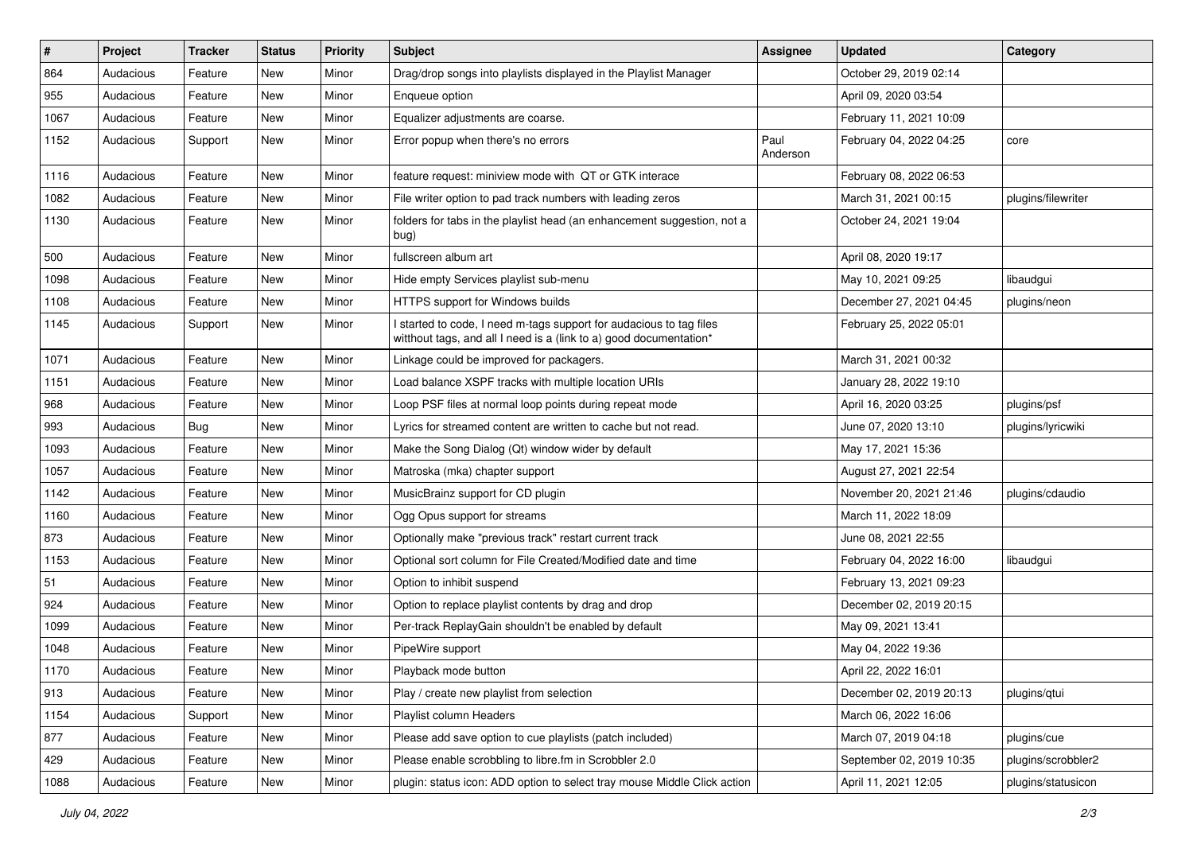| # | Project | Tracker | Status | Priority | Subject | Assignee | Updated | Category |
|---|---|---|---|---|---|---|---|---|
| 864 | Audacious | Feature | New | Minor | Drag/drop songs into playlists displayed in the Playlist Manager | | October 29, 2019 02:14 | |
| 955 | Audacious | Feature | New | Minor | Enqueue option | | April 09, 2020 03:54 | |
| 1067 | Audacious | Feature | New | Minor | Equalizer adjustments are coarse. | | February 11, 2021 10:09 | |
| 1152 | Audacious | Support | New | Minor | Error popup when there's no errors | Paul Anderson | February 04, 2022 04:25 | core |
| 1116 | Audacious | Feature | New | Minor | feature request: miniview mode with QT or GTK interace | | February 08, 2022 06:53 | |
| 1082 | Audacious | Feature | New | Minor | File writer option to pad track numbers with leading zeros | | March 31, 2021 00:15 | plugins/filewriter |
| 1130 | Audacious | Feature | New | Minor | folders for tabs in the playlist head (an enhancement suggestion, not a bug) | | October 24, 2021 19:04 | |
| 500 | Audacious | Feature | New | Minor | fullscreen album art | | April 08, 2020 19:17 | |
| 1098 | Audacious | Feature | New | Minor | Hide empty Services playlist sub-menu | | May 10, 2021 09:25 | libaudgui |
| 1108 | Audacious | Feature | New | Minor | HTTPS support for Windows builds | | December 27, 2021 04:45 | plugins/neon |
| 1145 | Audacious | Support | New | Minor | I started to code, I need m-tags support for audacious to tag files witthout tags, and all I need is a (link to a) good documentation* | | February 25, 2022 05:01 | |
| 1071 | Audacious | Feature | New | Minor | Linkage could be improved for packagers. | | March 31, 2021 00:32 | |
| 1151 | Audacious | Feature | New | Minor | Load balance XSPF tracks with multiple location URIs | | January 28, 2022 19:10 | |
| 968 | Audacious | Feature | New | Minor | Loop PSF files at normal loop points during repeat mode | | April 16, 2020 03:25 | plugins/psf |
| 993 | Audacious | Bug | New | Minor | Lyrics for streamed content are written to cache but not read. | | June 07, 2020 13:10 | plugins/lyricwiki |
| 1093 | Audacious | Feature | New | Minor | Make the Song Dialog (Qt) window wider by default | | May 17, 2021 15:36 | |
| 1057 | Audacious | Feature | New | Minor | Matroska (mka) chapter support | | August 27, 2021 22:54 | |
| 1142 | Audacious | Feature | New | Minor | MusicBrainz support for CD plugin | | November 20, 2021 21:46 | plugins/cdaudio |
| 1160 | Audacious | Feature | New | Minor | Ogg Opus support for streams | | March 11, 2022 18:09 | |
| 873 | Audacious | Feature | New | Minor | Optionally make "previous track" restart current track | | June 08, 2021 22:55 | |
| 1153 | Audacious | Feature | New | Minor | Optional sort column for File Created/Modified date and time | | February 04, 2022 16:00 | libaudgui |
| 51 | Audacious | Feature | New | Minor | Option to inhibit suspend | | February 13, 2021 09:23 | |
| 924 | Audacious | Feature | New | Minor | Option to replace playlist contents by drag and drop | | December 02, 2019 20:15 | |
| 1099 | Audacious | Feature | New | Minor | Per-track ReplayGain shouldn't be enabled by default | | May 09, 2021 13:41 | |
| 1048 | Audacious | Feature | New | Minor | PipeWire support | | May 04, 2022 19:36 | |
| 1170 | Audacious | Feature | New | Minor | Playback mode button | | April 22, 2022 16:01 | |
| 913 | Audacious | Feature | New | Minor | Play / create new playlist from selection | | December 02, 2019 20:13 | plugins/qtui |
| 1154 | Audacious | Support | New | Minor | Playlist column Headers | | March 06, 2022 16:06 | |
| 877 | Audacious | Feature | New | Minor | Please add save option to cue playlists (patch included) | | March 07, 2019 04:18 | plugins/cue |
| 429 | Audacious | Feature | New | Minor | Please enable scrobbling to libre.fm in Scrobbler 2.0 | | September 02, 2019 10:35 | plugins/scrobbler2 |
| 1088 | Audacious | Feature | New | Minor | plugin: status icon: ADD option to select tray mouse Middle Click action | | April 11, 2021 12:05 | plugins/statusicon |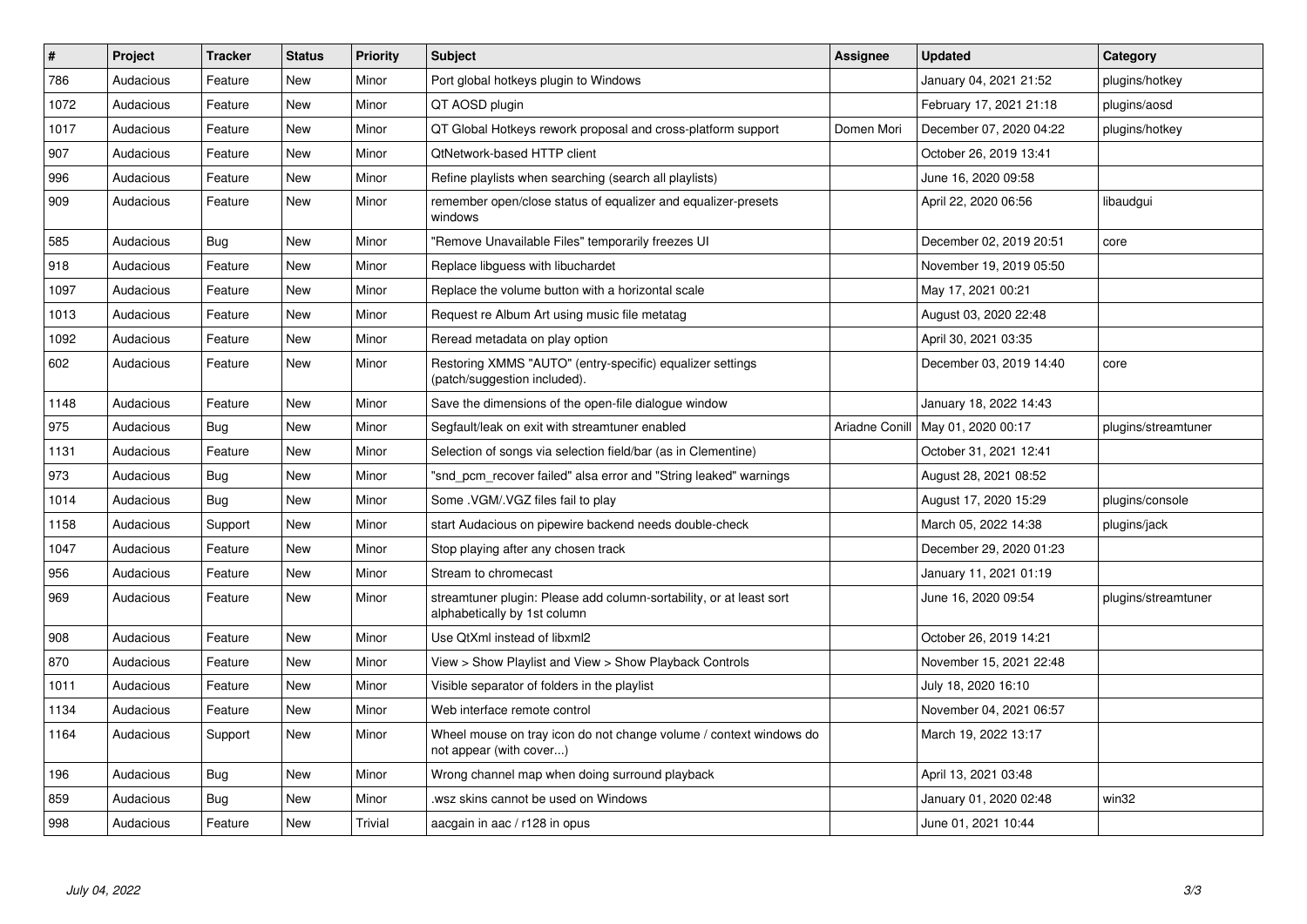| # | Project | Tracker | Status | Priority | Subject | Assignee | Updated | Category |
|---|---|---|---|---|---|---|---|---|
| 786 | Audacious | Feature | New | Minor | Port global hotkeys plugin to Windows | | January 04, 2021 21:52 | plugins/hotkey |
| 1072 | Audacious | Feature | New | Minor | QT AOSD plugin | | February 17, 2021 21:18 | plugins/aosd |
| 1017 | Audacious | Feature | New | Minor | QT Global Hotkeys rework proposal and cross-platform support | Domen Mori | December 07, 2020 04:22 | plugins/hotkey |
| 907 | Audacious | Feature | New | Minor | QtNetwork-based HTTP client | | October 26, 2019 13:41 | |
| 996 | Audacious | Feature | New | Minor | Refine playlists when searching (search all playlists) | | June 16, 2020 09:58 | |
| 909 | Audacious | Feature | New | Minor | remember open/close status of equalizer and equalizer-presets windows | | April 22, 2020 06:56 | libaudgui |
| 585 | Audacious | Bug | New | Minor | "Remove Unavailable Files" temporarily freezes UI | | December 02, 2019 20:51 | core |
| 918 | Audacious | Feature | New | Minor | Replace libguess with libuchardet | | November 19, 2019 05:50 | |
| 1097 | Audacious | Feature | New | Minor | Replace the volume button with a horizontal scale | | May 17, 2021 00:21 | |
| 1013 | Audacious | Feature | New | Minor | Request re Album Art using music file metatag | | August 03, 2020 22:48 | |
| 1092 | Audacious | Feature | New | Minor | Reread metadata on play option | | April 30, 2021 03:35 | |
| 602 | Audacious | Feature | New | Minor | Restoring XMMS "AUTO" (entry-specific) equalizer settings (patch/suggestion included). | | December 03, 2019 14:40 | core |
| 1148 | Audacious | Feature | New | Minor | Save the dimensions of the open-file dialogue window | | January 18, 2022 14:43 | |
| 975 | Audacious | Bug | New | Minor | Segfault/leak on exit with streamtuner enabled | Ariadne Conill | May 01, 2020 00:17 | plugins/streamtuner |
| 1131 | Audacious | Feature | New | Minor | Selection of songs via selection field/bar (as in Clementine) | | October 31, 2021 12:41 | |
| 973 | Audacious | Bug | New | Minor | "snd_pcm_recover failed" alsa error and "String leaked" warnings | | August 28, 2021 08:52 | |
| 1014 | Audacious | Bug | New | Minor | Some .VGM/.VGZ files fail to play | | August 17, 2020 15:29 | plugins/console |
| 1158 | Audacious | Support | New | Minor | start Audacious on pipewire backend needs double-check | | March 05, 2022 14:38 | plugins/jack |
| 1047 | Audacious | Feature | New | Minor | Stop playing after any chosen track | | December 29, 2020 01:23 | |
| 956 | Audacious | Feature | New | Minor | Stream to chromecast | | January 11, 2021 01:19 | |
| 969 | Audacious | Feature | New | Minor | streamtuner plugin: Please add column-sortability, or at least sort alphabetically by 1st column | | June 16, 2020 09:54 | plugins/streamtuner |
| 908 | Audacious | Feature | New | Minor | Use QtXml instead of libxml2 | | October 26, 2019 14:21 | |
| 870 | Audacious | Feature | New | Minor | View > Show Playlist and View > Show Playback Controls | | November 15, 2021 22:48 | |
| 1011 | Audacious | Feature | New | Minor | Visible separator of folders in the playlist | | July 18, 2020 16:10 | |
| 1134 | Audacious | Feature | New | Minor | Web interface remote control | | November 04, 2021 06:57 | |
| 1164 | Audacious | Support | New | Minor | Wheel mouse on tray icon do not change volume / context windows do not appear (with cover...) | | March 19, 2022 13:17 | |
| 196 | Audacious | Bug | New | Minor | Wrong channel map when doing surround playback | | April 13, 2021 03:48 | |
| 859 | Audacious | Bug | New | Minor | .wsz skins cannot be used on Windows | | January 01, 2020 02:48 | win32 |
| 998 | Audacious | Feature | New | Trivial | aacgain in aac / r128 in opus | | June 01, 2021 10:44 | |